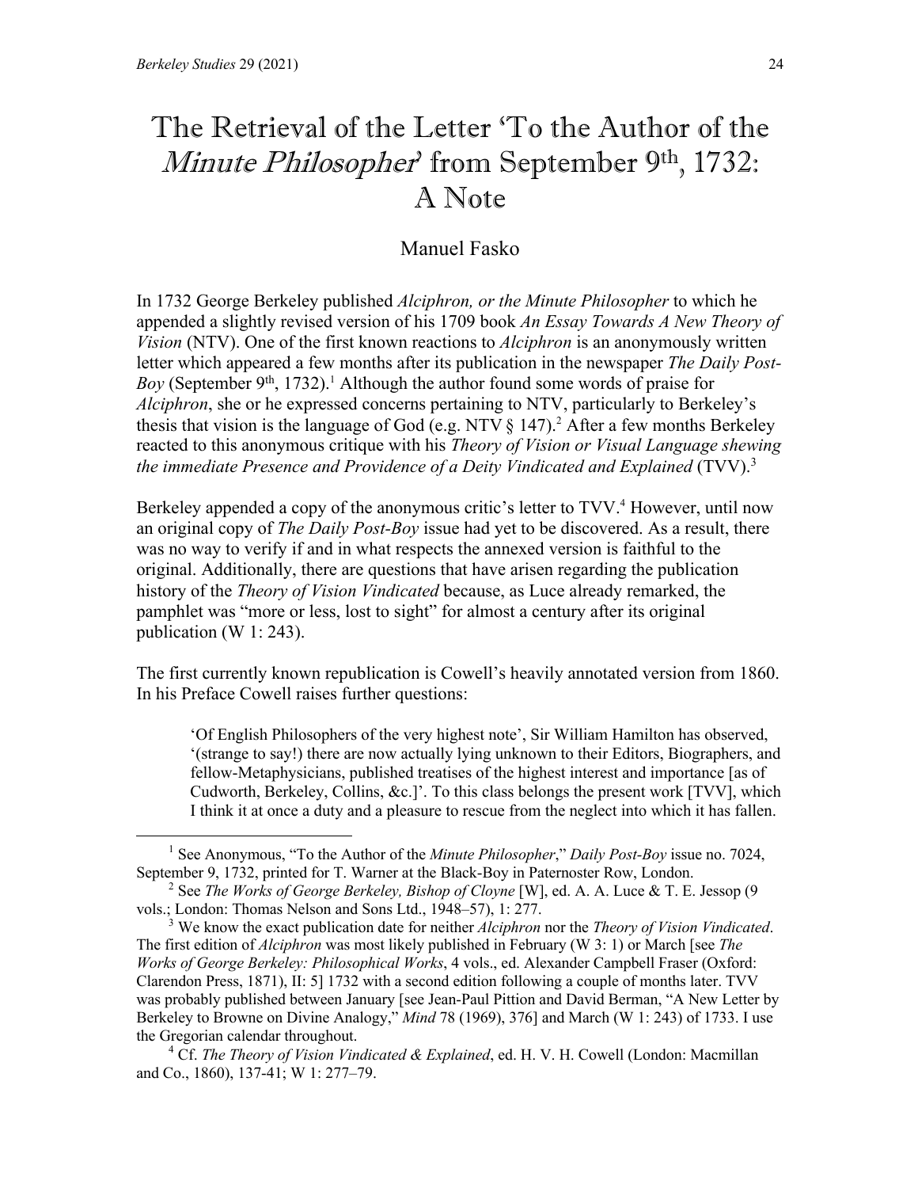# The Retrieval of the Letter 'To the Author of the *Minute Philosopher*' from September 9th, 1732: A Note

Manuel Fasko

In 1732 George Berkeley published *Alciphron, or the Minute Philosopher* to which he appended a slightly revised version of his 1709 book *An Essay Towards A New Theory of Vision* (NTV). One of the first known reactions to *Alciphron* is an anonymously written letter which appeared a few months after its publication in the newspaper *The Daily Post-Boy* (September 9th, 1732).[1] Although the author found some words of praise for *Alciphron*, she or he expressed concerns pertaining to NTV, particularly to Berkeley's thesis that vision is the language of God (e.g. NTV § 147).[2] After a few months Berkeley reacted to this anonymous critique with his *Theory of Vision or Visual Language shewing the immediate Presence and Providence of a Deity Vindicated and Explained* (TVV).[3]

Berkeley appended a copy of the anonymous critic's letter to TVV.[4] However, until now an original copy of *The Daily Post-Boy* issue had yet to be discovered. As a result, there was no way to verify if and in what respects the annexed version is faithful to the original. Additionally, there are questions that have arisen regarding the publication history of the *Theory of Vision Vindicated* because, as Luce already remarked, the pamphlet was "more or less, lost to sight" for almost a century after its original publication (W 1: 243).

The first currently known republication is Cowell's heavily annotated version from 1860. In his Preface Cowell raises further questions:

> 'Of English Philosophers of the very highest note', Sir William Hamilton has observed, '(strange to say!) there are now actually lying unknown to their Editors, Biographers, and fellow-Metaphysicians, published treatises of the highest interest and importance [as of Cudworth, Berkeley, Collins, &c.]'. To this class belongs the present work [TVV], which I think it at once a duty and a pleasure to rescue from the neglect into which it has fallen.

---

[1] See Anonymous, "To the Author of the *Minute Philosopher*," *Daily Post-Boy* issue no. 7024, September 9, 1732, printed for T. Warner at the Black-Boy in Paternoster Row, London.

[2] See *The Works of George Berkeley, Bishop of Cloyne* [W], ed. A. A. Luce & T. E. Jessop (9 vols.; London: Thomas Nelson and Sons Ltd., 1948–57), 1: 277.

[3] We know the exact publication date for neither *Alciphron* nor the *Theory of Vision Vindicated*. The first edition of *Alciphron* was most likely published in February (W 3: 1) or March [see *The Works of George Berkeley: Philosophical Works*, 4 vols., ed. Alexander Campbell Fraser (Oxford: Clarendon Press, 1871), II: 5] 1732 with a second edition following a couple of months later. TVV was probably published between January [see Jean-Paul Pittion and David Berman, "A New Letter by Berkeley to Browne on Divine Analogy," *Mind* 78 (1969), 376] and March (W 1: 243) of 1733. I use the Gregorian calendar throughout.

[4] Cf. *The Theory of Vision Vindicated & Explained*, ed. H. V. H. Cowell (London: Macmillan and Co., 1860), 137-41; W 1: 277–79.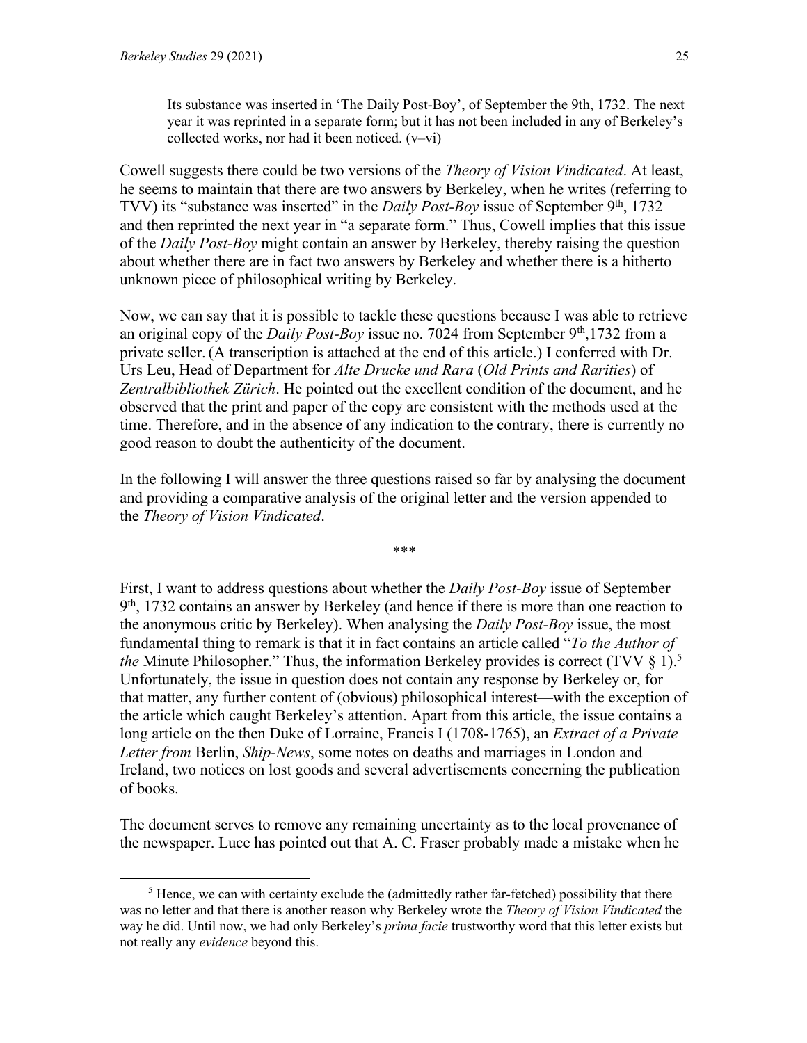> Its substance was inserted in 'The Daily Post-Boy', of September the 9th, 1732. The next year it was reprinted in a separate form; but it has not been included in any of Berkeley's collected works, nor had it been noticed. (v–vi)

Cowell suggests there could be two versions of the *Theory of Vision Vindicated*. At least, he seems to maintain that there are two answers by Berkeley, when he writes (referring to TVV) its "substance was inserted" in the *Daily Post-Boy* issue of September 9th, 1732 and then reprinted the next year in "a separate form." Thus, Cowell implies that this issue of the *Daily Post-Boy* might contain an answer by Berkeley, thereby raising the question about whether there are in fact two answers by Berkeley and whether there is a hitherto unknown piece of philosophical writing by Berkeley.

Now, we can say that it is possible to tackle these questions because I was able to retrieve an original copy of the *Daily Post-Boy* issue no. 7024 from September 9th,1732 from a private seller. (A transcription is attached at the end of this article.) I conferred with Dr. Urs Leu, Head of Department for *Alte Drucke und Rara* (*Old Prints and Rarities*) of *Zentralbibliothek Zürich*. He pointed out the excellent condition of the document, and he observed that the print and paper of the copy are consistent with the methods used at the time. Therefore, and in the absence of any indication to the contrary, there is currently no good reason to doubt the authenticity of the document.

In the following I will answer the three questions raised so far by analysing the document and providing a comparative analysis of the original letter and the version appended to the *Theory of Vision Vindicated*.

\*\*\*

First, I want to address questions about whether the *Daily Post-Boy* issue of September 9th, 1732 contains an answer by Berkeley (and hence if there is more than one reaction to the anonymous critic by Berkeley). When analysing the *Daily Post-Boy* issue, the most fundamental thing to remark is that it in fact contains an article called "*To the Author of the* Minute Philosopher." Thus, the information Berkeley provides is correct (TVV § 1).[5] Unfortunately, the issue in question does not contain any response by Berkeley or, for that matter, any further content of (obvious) philosophical interest—with the exception of the article which caught Berkeley's attention. Apart from this article, the issue contains a long article on the then Duke of Lorraine, Francis I (1708-1765), an *Extract of a Private Letter from* Berlin, *Ship-News*, some notes on deaths and marriages in London and Ireland, two notices on lost goods and several advertisements concerning the publication of books.

The document serves to remove any remaining uncertainty as to the local provenance of the newspaper. Luce has pointed out that A. C. Fraser probably made a mistake when he

[5] Hence, we can with certainty exclude the (admittedly rather far-fetched) possibility that there was no letter and that there is another reason why Berkeley wrote the *Theory of Vision Vindicated* the way he did. Until now, we had only Berkeley's *prima facie* trustworthy word that this letter exists but not really any *evidence* beyond this.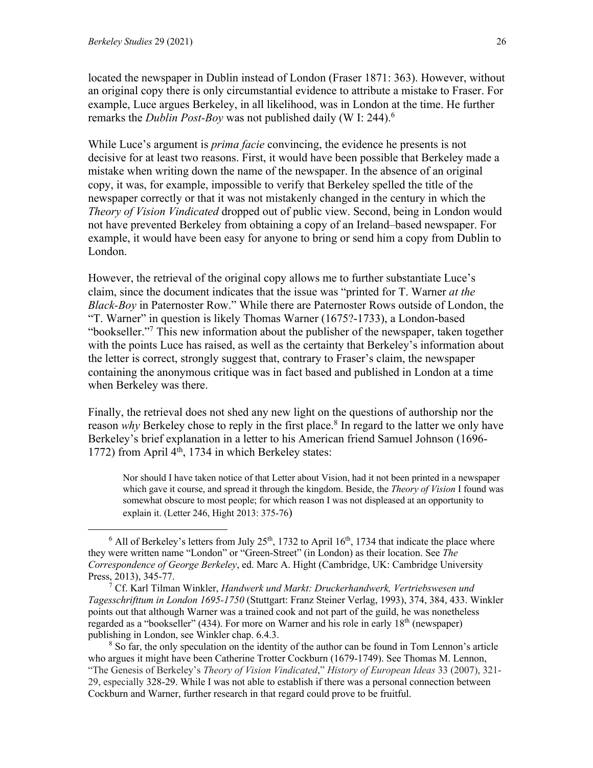located the newspaper in Dublin instead of London (Fraser 1871: 363). However, without an original copy there is only circumstantial evidence to attribute a mistake to Fraser. For example, Luce argues Berkeley, in all likelihood, was in London at the time. He further remarks the *Dublin Post-Boy* was not published daily (W I: 244).[6]

While Luce's argument is *prima facie* convincing, the evidence he presents is not decisive for at least two reasons. First, it would have been possible that Berkeley made a mistake when writing down the name of the newspaper. In the absence of an original copy, it was, for example, impossible to verify that Berkeley spelled the title of the newspaper correctly or that it was not mistakenly changed in the century in which the *Theory of Vision Vindicated* dropped out of public view. Second, being in London would not have prevented Berkeley from obtaining a copy of an Ireland–based newspaper. For example, it would have been easy for anyone to bring or send him a copy from Dublin to London.

However, the retrieval of the original copy allows me to further substantiate Luce's claim, since the document indicates that the issue was "printed for T. Warner *at the Black-Boy* in Paternoster Row." While there are Paternoster Rows outside of London, the "T. Warner" in question is likely Thomas Warner (1675?-1733), a London-based "bookseller."[7] This new information about the publisher of the newspaper, taken together with the points Luce has raised, as well as the certainty that Berkeley's information about the letter is correct, strongly suggest that, contrary to Fraser's claim, the newspaper containing the anonymous critique was in fact based and published in London at a time when Berkeley was there.

Finally, the retrieval does not shed any new light on the questions of authorship nor the reason *why* Berkeley chose to reply in the first place.[8] In regard to the latter we only have Berkeley's brief explanation in a letter to his American friend Samuel Johnson (1696-1772) from April 4th, 1734 in which Berkeley states:

> Nor should I have taken notice of that Letter about Vision, had it not been printed in a newspaper which gave it course, and spread it through the kingdom. Beside, the *Theory of Vision* I found was somewhat obscure to most people; for which reason I was not displeased at an opportunity to explain it. (Letter 246, Hight 2013: 375-76)

---

[6] All of Berkeley's letters from July 25th, 1732 to April 16th, 1734 that indicate the place where they were written name "London" or "Green-Street" (in London) as their location. See *The Correspondence of George Berkeley*, ed. Marc A. Hight (Cambridge, UK: Cambridge University Press, 2013), 345-77.

[7] Cf. Karl Tilman Winkler, *Handwerk und Markt: Druckerhandwerk, Vertriebswesen und Tagesschrifttum in London 1695-1750* (Stuttgart: Franz Steiner Verlag, 1993), 374, 384, 433. Winkler points out that although Warner was a trained cook and not part of the guild, he was nonetheless regarded as a "bookseller" (434). For more on Warner and his role in early 18th (newspaper) publishing in London, see Winkler chap. 6.4.3.

[8] So far, the only speculation on the identity of the author can be found in Tom Lennon's article who argues it might have been Catherine Trotter Cockburn (1679-1749). See Thomas M. Lennon, "The Genesis of Berkeley's *Theory of Vision Vindicated*," *History of European Ideas* 33 (2007), 321-29, especially 328-29. While I was not able to establish if there was a personal connection between Cockburn and Warner, further research in that regard could prove to be fruitful.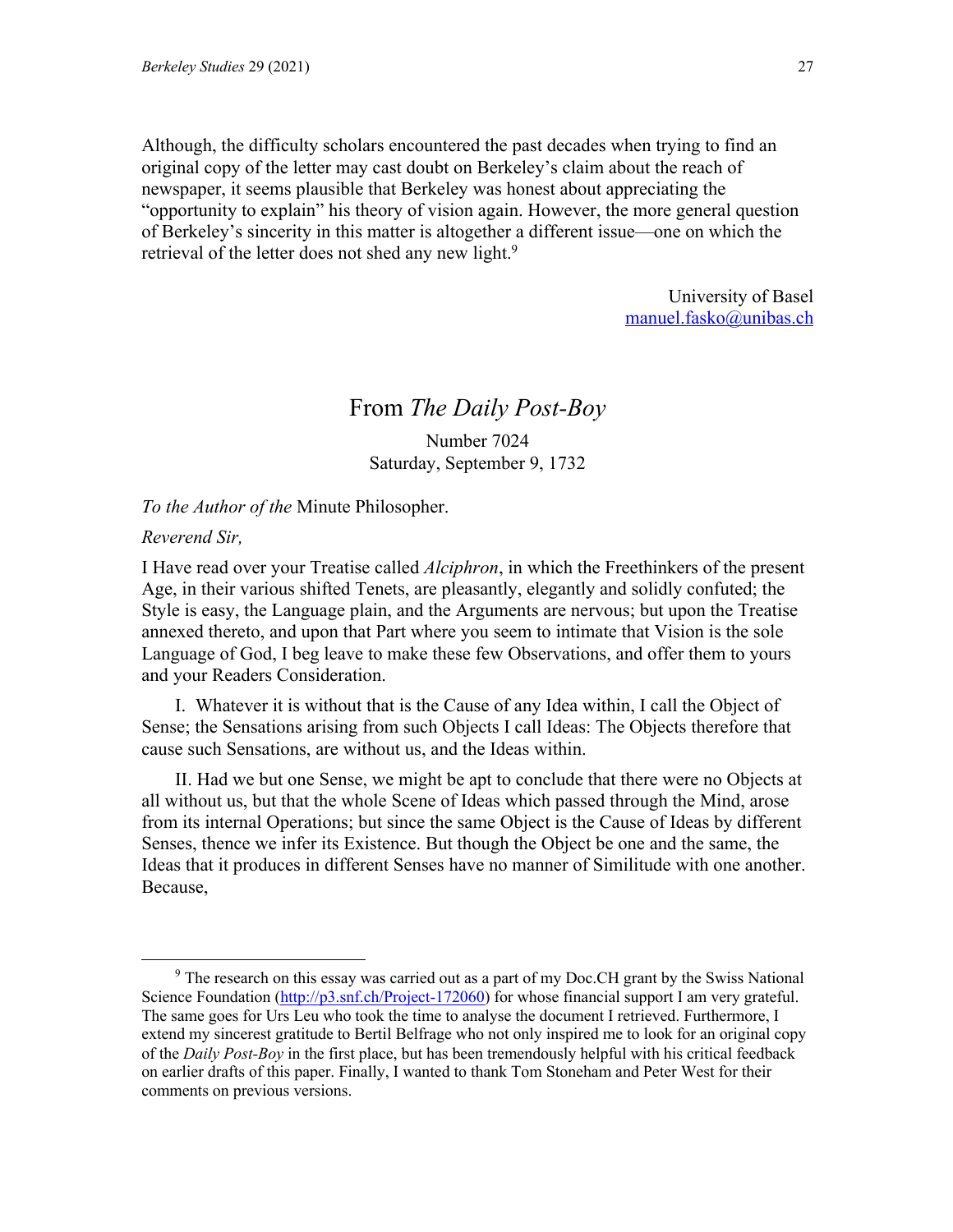Although, the difficulty scholars encountered the past decades when trying to find an original copy of the letter may cast doubt on Berkeley's claim about the reach of newspaper, it seems plausible that Berkeley was honest about appreciating the "opportunity to explain" his theory of vision again. However, the more general question of Berkeley's sincerity in this matter is altogether a different issue—one on which the retrieval of the letter does not shed any new light.[9]

University of Basel
manuel.fasko@unibas.ch

## From *The Daily Post-Boy*

Number 7024
Saturday, September 9, 1732

*To the Author of the* Minute Philosopher.

*Reverend Sir,*

I Have read over your Treatise called *Alciphron*, in which the Freethinkers of the present Age, in their various shifted Tenets, are pleasantly, elegantly and solidly confuted; the Style is easy, the Language plain, and the Arguments are nervous; but upon the Treatise annexed thereto, and upon that Part where you seem to intimate that Vision is the sole Language of God, I beg leave to make these few Observations, and offer them to yours and your Readers Consideration.

I. Whatever it is without that is the Cause of any Idea within, I call the Object of Sense; the Sensations arising from such Objects I call Ideas: The Objects therefore that cause such Sensations, are without us, and the Ideas within.

II. Had we but one Sense, we might be apt to conclude that there were no Objects at all without us, but that the whole Scene of Ideas which passed through the Mind, arose from its internal Operations; but since the same Object is the Cause of Ideas by different Senses, thence we infer its Existence. But though the Object be one and the same, the Ideas that it produces in different Senses have no manner of Similitude with one another. Because,

---

[9] The research on this essay was carried out as a part of my Doc.CH grant by the Swiss National Science Foundation (http://p3.snf.ch/Project-172060) for whose financial support I am very grateful. The same goes for Urs Leu who took the time to analyse the document I retrieved. Furthermore, I extend my sincerest gratitude to Bertil Belfrage who not only inspired me to look for an original copy of the *Daily Post-Boy* in the first place, but has been tremendously helpful with his critical feedback on earlier drafts of this paper. Finally, I wanted to thank Tom Stoneham and Peter West for their comments on previous versions.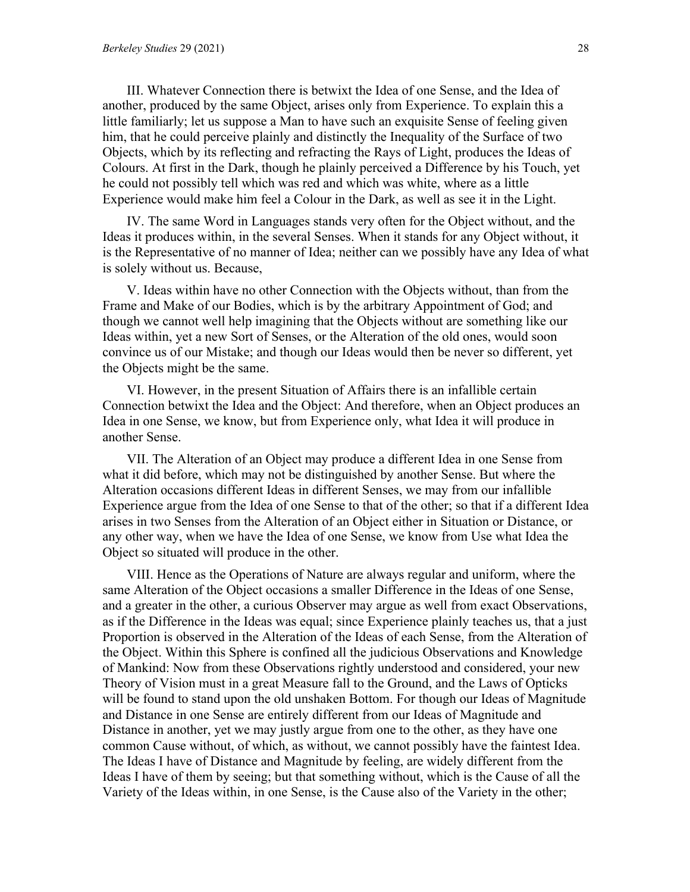III. Whatever Connection there is betwixt the Idea of one Sense, and the Idea of another, produced by the same Object, arises only from Experience. To explain this a little familiarly; let us suppose a Man to have such an exquisite Sense of feeling given him, that he could perceive plainly and distinctly the Inequality of the Surface of two Objects, which by its reflecting and refracting the Rays of Light, produces the Ideas of Colours. At first in the Dark, though he plainly perceived a Difference by his Touch, yet he could not possibly tell which was red and which was white, where as a little Experience would make him feel a Colour in the Dark, as well as see it in the Light.

IV. The same Word in Languages stands very often for the Object without, and the Ideas it produces within, in the several Senses. When it stands for any Object without, it is the Representative of no manner of Idea; neither can we possibly have any Idea of what is solely without us. Because,

V. Ideas within have no other Connection with the Objects without, than from the Frame and Make of our Bodies, which is by the arbitrary Appointment of God; and though we cannot well help imagining that the Objects without are something like our Ideas within, yet a new Sort of Senses, or the Alteration of the old ones, would soon convince us of our Mistake; and though our Ideas would then be never so different, yet the Objects might be the same.

VI. However, in the present Situation of Affairs there is an infallible certain Connection betwixt the Idea and the Object: And therefore, when an Object produces an Idea in one Sense, we know, but from Experience only, what Idea it will produce in another Sense.

VII. The Alteration of an Object may produce a different Idea in one Sense from what it did before, which may not be distinguished by another Sense. But where the Alteration occasions different Ideas in different Senses, we may from our infallible Experience argue from the Idea of one Sense to that of the other; so that if a different Idea arises in two Senses from the Alteration of an Object either in Situation or Distance, or any other way, when we have the Idea of one Sense, we know from Use what Idea the Object so situated will produce in the other.

VIII. Hence as the Operations of Nature are always regular and uniform, where the same Alteration of the Object occasions a smaller Difference in the Ideas of one Sense, and a greater in the other, a curious Observer may argue as well from exact Observations, as if the Difference in the Ideas was equal; since Experience plainly teaches us, that a just Proportion is observed in the Alteration of the Ideas of each Sense, from the Alteration of the Object. Within this Sphere is confined all the judicious Observations and Knowledge of Mankind: Now from these Observations rightly understood and considered, your new Theory of Vision must in a great Measure fall to the Ground, and the Laws of Opticks will be found to stand upon the old unshaken Bottom. For though our Ideas of Magnitude and Distance in one Sense are entirely different from our Ideas of Magnitude and Distance in another, yet we may justly argue from one to the other, as they have one common Cause without, of which, as without, we cannot possibly have the faintest Idea. The Ideas I have of Distance and Magnitude by feeling, are widely different from the Ideas I have of them by seeing; but that something without, which is the Cause of all the Variety of the Ideas within, in one Sense, is the Cause also of the Variety in the other;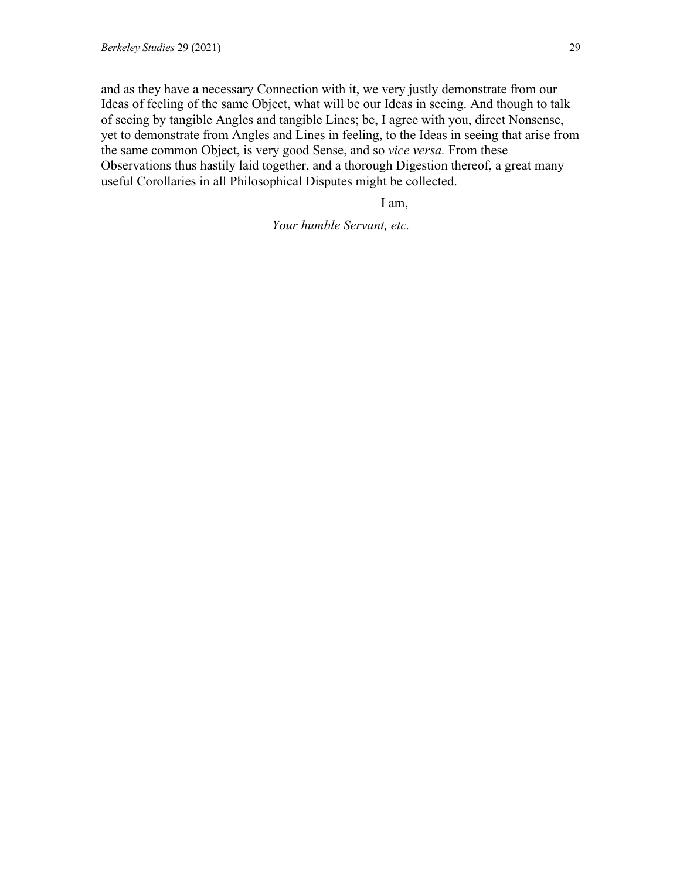and as they have a necessary Connection with it, we very justly demonstrate from our Ideas of feeling of the same Object, what will be our Ideas in seeing. And though to talk of seeing by tangible Angles and tangible Lines; be, I agree with you, direct Nonsense, yet to demonstrate from Angles and Lines in feeling, to the Ideas in seeing that arise from the same common Object, is very good Sense, and so *vice versa.* From these Observations thus hastily laid together, and a thorough Digestion thereof, a great many useful Corollaries in all Philosophical Disputes might be collected.

I am,

*Your humble Servant, etc.*